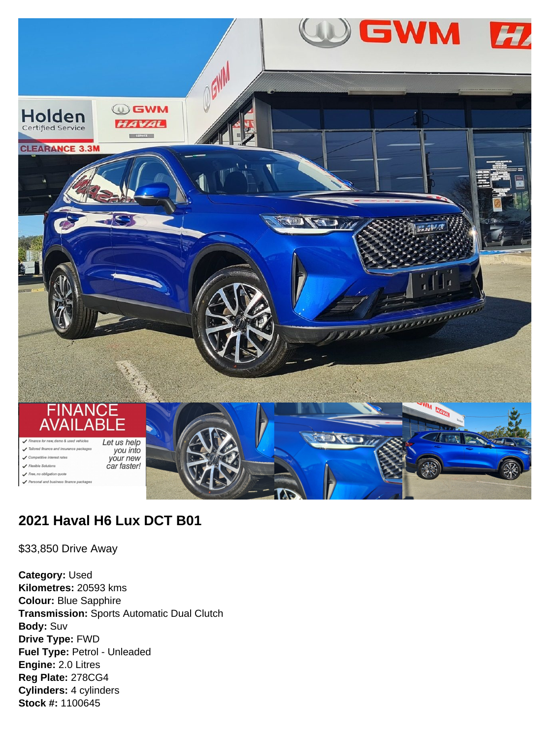## 2021 Haval H6 Lux DCT B01

$33,850 Drive Away

**Category:** Used
**Kilometres:** 20593 kms
**Colour:** Blue Sapphire
**Transmission:** Sports Automatic Dual Clutch
**Body:** Suv
**Drive Type:** FWD
**Fuel Type:** Petrol - Unleaded
**Engine:** 2.0 Litres
**Reg Plate:** 278CG4
**Cylinders:** 4 cylinders
**Stock #:** 1100645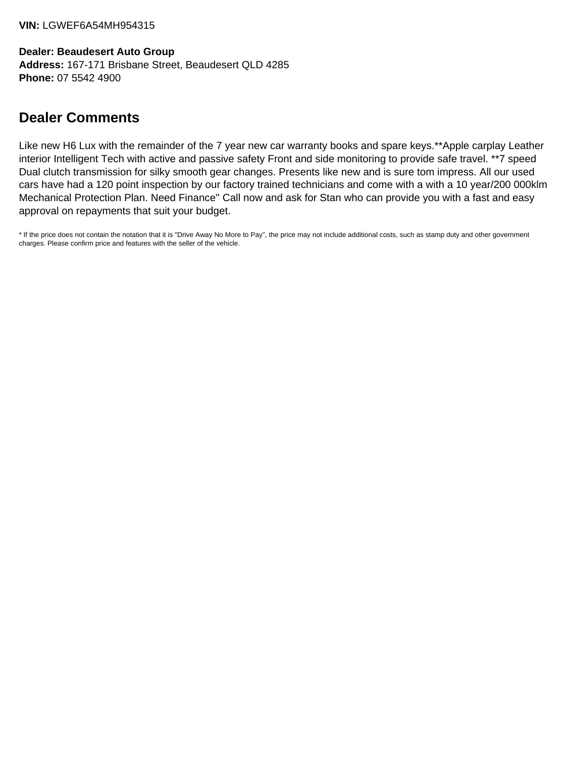**VIN:** LGWEF6A54MH954315

**Dealer: Beaudesert Auto Group**
**Address:** 167-171 Brisbane Street, Beaudesert QLD 4285
**Phone:** 07 5542 4900

## Dealer Comments

Like new H6 Lux with the remainder of the 7 year new car warranty books and spare keys.**Apple carplay Leather interior Intelligent Tech with active and passive safety Front and side monitoring to provide safe travel. **7 speed Dual clutch transmission for silky smooth gear changes. Presents like new and is sure tom impress. All our used cars have had a 120 point inspection by our factory trained technicians and come with a with a 10 year/200 000klm Mechanical Protection Plan. Need Finance" Call now and ask for Stan who can provide you with a fast and easy approval on repayments that suit your budget.

* If the price does not contain the notation that it is "Drive Away No More to Pay", the price may not include additional costs, such as stamp duty and other government charges. Please confirm price and features with the seller of the vehicle.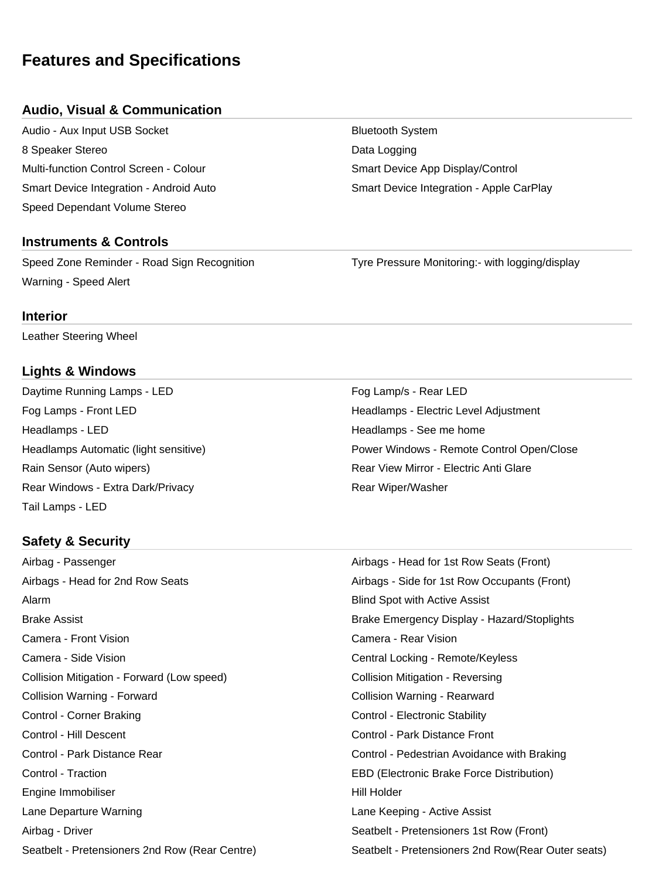# Features and Specifications

## Audio, Visual & Communication

- Audio - Aux Input USB Socket
- Bluetooth System
- 8 Speaker Stereo
- Data Logging
- Multi-function Control Screen - Colour
- Smart Device App Display/Control
- Smart Device Integration - Android Auto
- Smart Device Integration - Apple CarPlay
- Speed Dependant Volume Stereo

## Instruments & Controls

- Speed Zone Reminder - Road Sign Recognition
- Tyre Pressure Monitoring:- with logging/display
- Warning - Speed Alert

## Interior

- Leather Steering Wheel

## Lights & Windows

- Daytime Running Lamps - LED
- Fog Lamp/s - Rear LED
- Fog Lamps - Front LED
- Headlamps - Electric Level Adjustment
- Headlamps - LED
- Headlamps - See me home
- Headlamps Automatic (light sensitive)
- Power Windows - Remote Control Open/Close
- Rain Sensor (Auto wipers)
- Rear View Mirror - Electric Anti Glare
- Rear Windows - Extra Dark/Privacy
- Rear Wiper/Washer
- Tail Lamps - LED

## Safety & Security

- Airbag - Passenger
- Airbags - Head for 1st Row Seats (Front)
- Airbags - Head for 2nd Row Seats
- Airbags - Side for 1st Row Occupants (Front)
- Alarm
- Blind Spot with Active Assist
- Brake Assist
- Brake Emergency Display - Hazard/Stoplights
- Camera - Front Vision
- Camera - Rear Vision
- Camera - Side Vision
- Central Locking - Remote/Keyless
- Collision Mitigation - Forward (Low speed)
- Collision Mitigation - Reversing
- Collision Warning - Forward
- Collision Warning - Rearward
- Control - Corner Braking
- Control - Electronic Stability
- Control - Hill Descent
- Control - Park Distance Front
- Control - Park Distance Rear
- Control - Pedestrian Avoidance with Braking
- Control - Traction
- EBD (Electronic Brake Force Distribution)
- Engine Immobiliser
- Hill Holder
- Lane Departure Warning
- Lane Keeping - Active Assist
- Airbag - Driver
- Seatbelt - Pretensioners 1st Row (Front)
- Seatbelt - Pretensioners 2nd Row (Rear Centre)
- Seatbelt - Pretensioners 2nd Row(Rear Outer seats)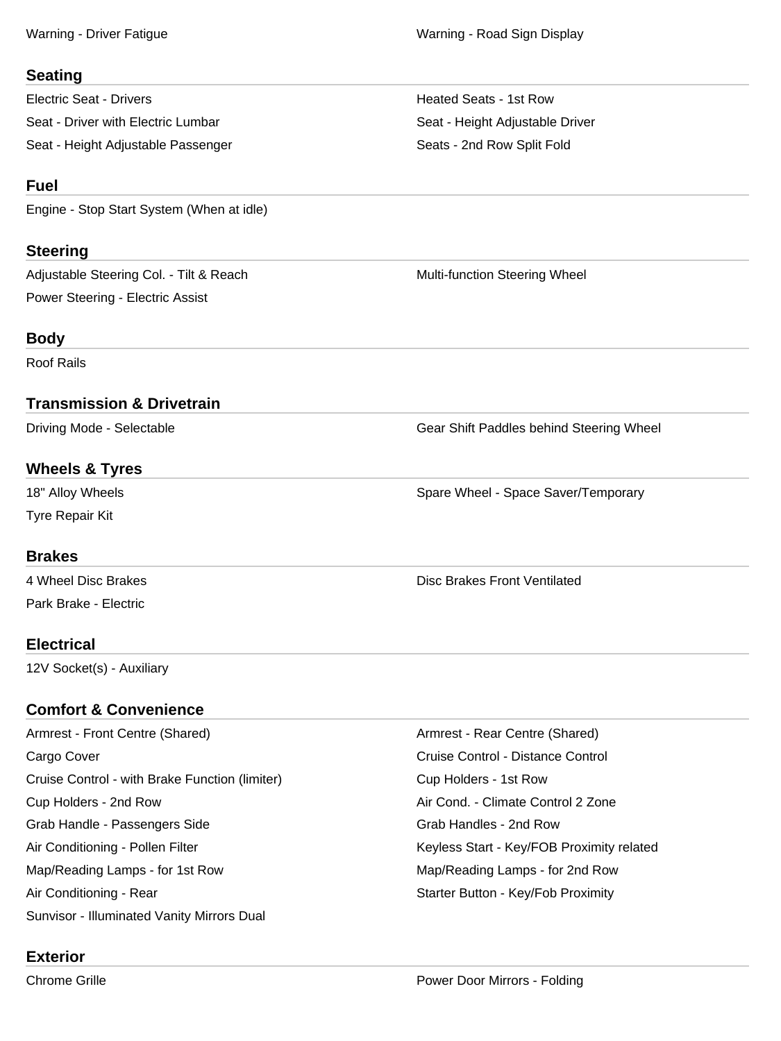Warning - Driver Fatigue

Warning - Road Sign Display

## Seating

Electric Seat - Drivers

Heated Seats - 1st Row

Seat - Driver with Electric Lumbar

Seat - Height Adjustable Driver

Seat - Height Adjustable Passenger

Seats - 2nd Row Split Fold

## Fuel

Engine - Stop Start System (When at idle)

## Steering

Adjustable Steering Col. - Tilt & Reach

Multi-function Steering Wheel

Power Steering - Electric Assist

## Body

Roof Rails

## Transmission & Drivetrain

Driving Mode - Selectable

Gear Shift Paddles behind Steering Wheel

## Wheels & Tyres

18" Alloy Wheels

Spare Wheel - Space Saver/Temporary

Tyre Repair Kit

## Brakes

4 Wheel Disc Brakes

Disc Brakes Front Ventilated

Park Brake - Electric

## Electrical

12V Socket(s) - Auxiliary

## Comfort & Convenience

Armrest - Front Centre (Shared)

Armrest - Rear Centre (Shared)

Cargo Cover

Cruise Control - Distance Control

Cruise Control - with Brake Function (limiter)

Cup Holders - 1st Row

Cup Holders - 2nd Row

Air Cond. - Climate Control 2 Zone

Grab Handle - Passengers Side

Grab Handles - 2nd Row

Air Conditioning - Pollen Filter

Keyless Start - Key/FOB Proximity related

Map/Reading Lamps - for 1st Row

Map/Reading Lamps - for 2nd Row

Air Conditioning - Rear

Starter Button - Key/Fob Proximity

Sunvisor - Illuminated Vanity Mirrors Dual

## Exterior

Chrome Grille

Power Door Mirrors - Folding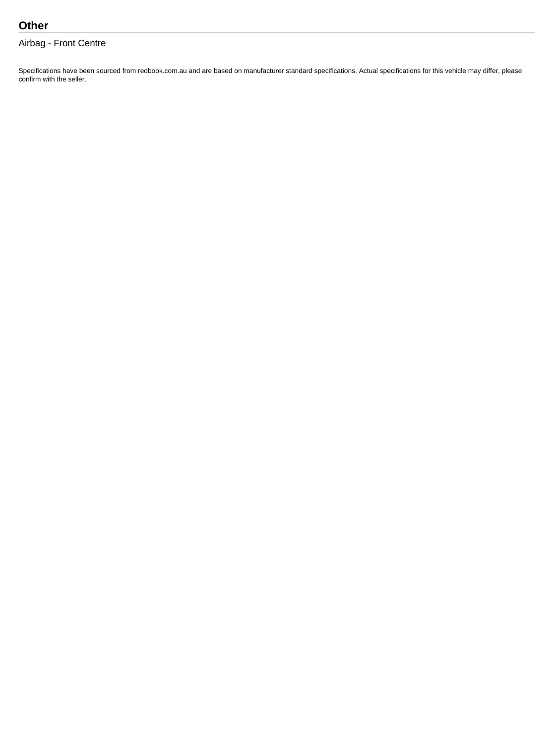## Other

Airbag - Front Centre

Specifications have been sourced from redbook.com.au and are based on manufacturer standard specifications. Actual specifications for this vehicle may differ, please confirm with the seller.